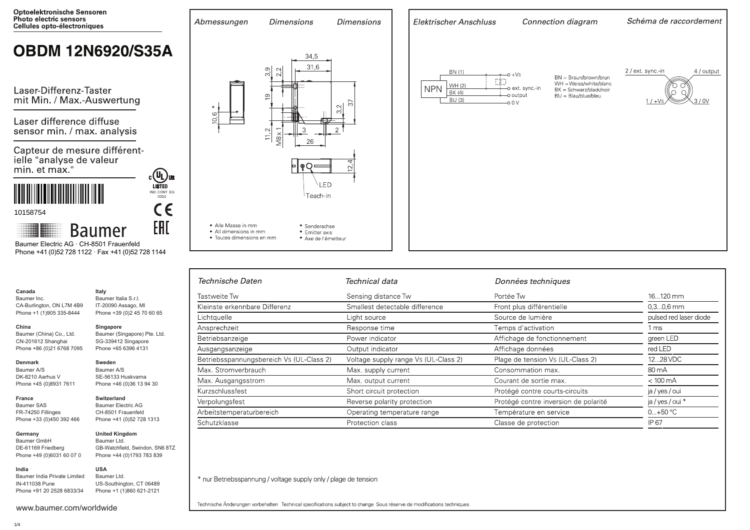**Optoelektronische Sensoren**
**Photo electric sensors**
**Cellules opto-électroniques**

# OBDM 12N6920/S35A

Laser-Differenz-Taster mit Min. / Max.-Auswertung

Laser difference diffuse sensor min. / max. analysis

Capteur de mesure différentielle "analyse de valeur min. et max."

10158754

Baumer

Baumer Electric AG · CH-8501 Frauenfeld
Phone +41 (0)52 728 1122 · Fax +41 (0)52 728 1144

## Abmessungen / Dimensions / Dimensions

34,5; 31,6; 3,9; 2,2; 19; 37; 3,2; 10,6 *; 11,2; M8x1; 3; 2; 26; 12,4

LED
Teach-in

- Alle Masse in mm
- All dimensions in mm
- Toutes dimensions en mm

\* Senderachse
\* Emitter axis
\* Axe de l'émetteur

## Elektrischer Anschluss / Connection diagram / Schéma de raccordement

NPN

- BN (1) — +Vs
- WH (2) — ext. sync.-in
- BK (4) — output
- BU (3) — 0 V

BN = Braun/brown/brun
WH = Weiss/white/blanc
BK = Schwarz/black/noir
BU = Blau/blue/bleu

2 / ext. sync.-in; 4 / output; 1 / +Vs; 3 / 0V

## Technische Daten / Technical data / Données techniques

| Technische Daten | Technical data | Données techniques | |
|---|---|---|---|
| Tastweite Tw | Sensing distance Tw | Portée Tw | 16...120 mm |
| Kleinste erkennbare Differenz | Smallest detectable difference | Front plus différentielle | 0,3...0,6 mm |
| Lichtquelle | Light source | Source de lumière | pulsed red laser diode |
| Ansprechzeit | Response time | Temps d'activation | 1 ms |
| Betriebsanzeige | Power indicator | Affichage de fonctionnement | green LED |
| Ausgangsanzeige | Output indicator | Affichage données | red LED |
| Betriebsspannungsbereich Vs (UL-Class 2) | Voltage supply range Vs (UL-Class 2) | Plage de tension Vs (UL-Class 2) | 12...28 VDC |
| Max. Stromverbrauch | Max. supply current | Consommation max. | 80 mA |
| Max. Ausgangsstrom | Max. output current | Courant de sortie max. | < 100 mA |
| Kurzschlussfest | Short circuit protection | Protégé contre courts-circuits | ja / yes / oui |
| Verpolungsfest | Reverse polarity protection | Protégé contre inversion de polarité | ja / yes / oui * |
| Arbeitstemperaturbereich | Operating temperature range | Température en service | 0...+50 °C |
| Schutzklasse | Protection class | Classe de protection | IP 67 |

\* nur Betriebsspannung / voltage supply only / plage de tension

Technische Änderungen vorbehalten Technical specifications subject to change Sous réserve de modifications techniques

**Canada**
Baumer Inc.
CA-Burlington, ON L7M 4B9
Phone +1 (1)905 335-8444

**China**
Baumer (China) Co., Ltd.
CN-201612 Shanghai
Phone +86 (0)21 6768 7095

**Denmark**
Baumer A/S
DK-8210 Aarhus V
Phone +45 (0)8931 7611

**France**
Baumer SAS
FR-74250 Fillinges
Phone +33 (0)450 392 466

**Germany**
Baumer GmbH
DE-61169 Friedberg
Phone +49 (0)6031 60 07 0

**India**
Baumer India Private Limited
IN-411038 Pune
Phone +91 20 2528 6833/34

**Italy**
Baumer Italia S.r.l.
IT-20090 Assago, MI
Phone +39 (0)2 45 70 60 65

**Singapore**
Baumer (Singapore) Pte. Ltd.
SG-339412 Singapore
Phone +65 6396 4131

**Sweden**
Baumer A/S
SE-56133 Huskvarna
Phone +46 (0)36 13 94 30

**Switzerland**
Baumer Electric AG
CH-8501 Frauenfeld
Phone +41 (0)52 728 1313

**United Kingdom**
Baumer Ltd.
GB-Watchfield, Swindon, SN6 8TZ
Phone +44 (0)1793 783 839

**USA**
Baumer Ltd.
US-Southington, CT 06489
Phone +1 (1)860 621-2121

www.baumer.com/worldwide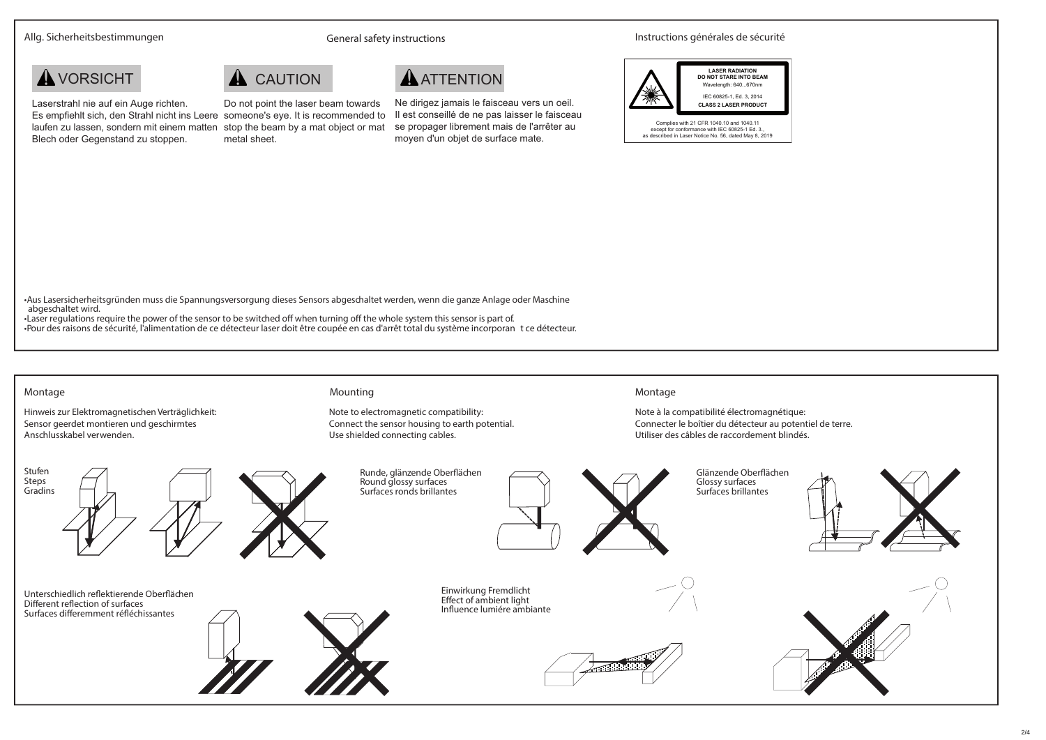## Allg. Sicherheitsbestimmungen / General safety instructions / Instructions générales de sécurité

**⚠ VORSICHT**

Laserstrahl nie auf ein Auge richten.
Es empfiehlt sich, den Strahl nicht ins Leere laufen zu lassen, sondern mit einem matten Blech oder Gegenstand zu stoppen.

**⚠ CAUTION**

Do not point the laser beam towards someone's eye. It is recommended to stop the beam by a mat object or mat metal sheet.

**⚠ ATTENTION**

Ne dirigez jamais le faisceau vers un oeil.
Il est conseillé de ne pas laisser le faisceau se propager librement mais de l'arrêter au moyen d'un objet de surface mate.

LASER RADIATION
DO NOT STARE INTO BEAM
Wavelength: 640...670nm
IEC 60825-1, Ed. 3, 2014
CLASS 2 LASER PRODUCT

Complies with 21 CFR 1040.10 and 1040.11
except for conformance with IEC 60825-1 Ed. 3.,
as described in Laser Notice No. 56, dated May 8, 2019

- Aus Lasersicherheitsgründen muss die Spannungsversorgung dieses Sensors abgeschaltet werden, wenn die ganze Anlage oder Maschine abgeschaltet wird.
- Laser regulations require the power of the sensor to be switched off when turning off the whole system this sensor is part of.
- Pour des raisons de sécurité, l'alimentation de ce détecteur laser doit être coupée en cas d'arrêt total du système incorporan t ce détecteur.

## Montage / Mounting / Montage

Hinweis zur Elektromagnetischen Verträglichkeit:
Sensor geerdet montieren und geschirmtes Anschlusskabel verwenden.

Note to electromagnetic compatibility:
Connect the sensor housing to earth potential.
Use shielded connecting cables.

Note à la compatibilité électromagnétique:
Connecter le boîtier du détecteur au potentiel de terre.
Utiliser des câbles de raccordement blindés.

Stufen
Steps
Gradins

Runde, glänzende Oberflächen
Round glossy surfaces
Surfaces ronds brillantes

Glänzende Oberflächen
Glossy surfaces
Surfaces brillantes

Unterschiedlich reflektierende Oberflächen
Different reflection of surfaces
Surfaces differemment réfléchissantes

Einwirkung Fremdlicht
Effect of ambient light
Influence lumiére ambiante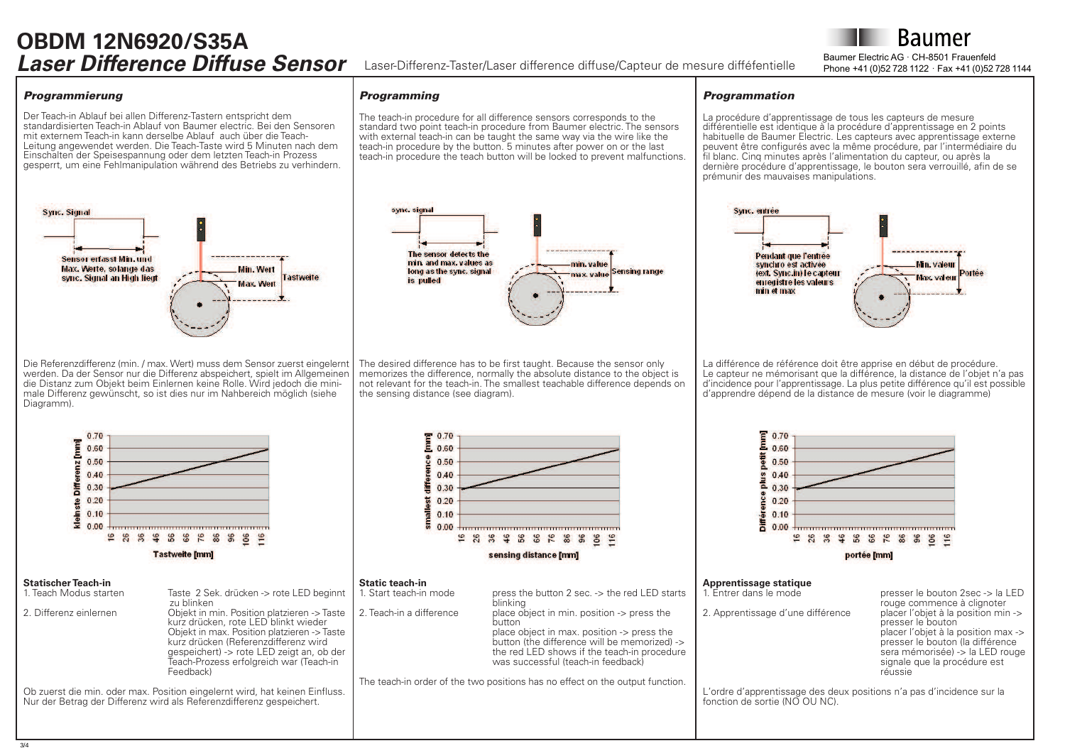# OBDM 12N6920/S35A

## *Laser Difference Diffuse Sensor*

Laser-Differenz-Taster/Laser difference diffuse/Capteur de mesure difféfentielle

Baumer

Baumer Electric AG · CH-8501 Frauenfeld
Phone +41 (0)52 728 1122 · Fax +41 (0)52 728 1144

### *Programmierung*

Der Teach-in Ablauf bei allen Differenz-Tastern entspricht dem standardisierten Teach-in Ablauf von Baumer electric. Bei den Sensoren mit externem Teach-in kann derselbe Ablauf auch über die Teach-Leitung angewendet werden. Die Teach-Taste wird 5 Minuten nach dem Einschalten der Speisespannung oder dem letzten Teach-in Prozess gesperrt, um eine Fehlmanipulation während des Betriebs zu verhindern.

Sync. Signal

Sensor erfasst Min. und Max. Werte, solange das sync. Signal an High liegt

Min. Wert
Max. Wert
Tastweite

Die Referenzdifferenz (min. / max. Wert) muss dem Sensor zuerst eingelernt werden. Da der Sensor nur die Differenz abspeichert, spielt im Allgemeinen die Distanz zum Objekt beim Einlernen keine Rolle. Wird jedoch die minimale Differenz gewünscht, so ist dies nur im Nahbereich möglich (siehe Diagramm).

kleinste Differenz [mm]: 0.00 – 0.70
Tastweite [mm]: 16 – 116

**Statischer Teach-in**

| | |
|---|---|
| 1. Teach Modus starten | Taste 2 Sek. drücken -> rote LED beginnt zu blinken |
| 2. Differenz einlernen | Objekt in min. Position platzieren -> Taste kurz drücken, rote LED blinkt wieder<br>Objekt in max. Position platzieren -> Taste kurz drücken (Referenzdifferenz wird gespeichert) -> rote LED zeigt an, ob der Teach-Prozess erfolgreich war (Teach-in Feedback) |

Ob zuerst die min. oder max. Position eingelernt wird, hat keinen Einfluss. Nur der Betrag der Differenz wird als Referenzdifferenz gespeichert.

### *Programming*

The teach-in procedure for all difference sensors corresponds to the standard two point teach-in procedure from Baumer electric. The sensors with external teach-in can be taught the same way via the wire like the teach-in procedure by the button. 5 minutes after power on or the last teach-in procedure the teach button will be locked to prevent malfunctions.

sync. signal

The sensor detects the min. and max. values as long as the sync. signal is pulled

min. value
max. value
Sensing range

The desired difference has to be first taught. Because the sensor only memorizes the difference, normally the absolute distance to the object is not relevant for the teach-in. The smallest teachable difference depends on the sensing distance (see diagram).

smallest difference [mm]: 0.00 – 0.70
sensing distance [mm]: 16 – 116

**Static teach-in**

| | |
|---|---|
| 1. Start teach-in mode | press the button 2 sec. -> the red LED starts blinking |
| 2. Teach-in a difference | place object in min. position -> press the button<br>place object in max. position -> press the button (the difference will be memorized) -> the red LED shows if the teach-in procedure was successful (teach-in feedback) |

The teach-in order of the two positions has no effect on the output function.

### *Programmation*

La procédure d'apprentissage de tous les capteurs de mesure différentielle est identique à la procédure d'apprentissage en 2 points habituelle de Baumer Electric. Les capteurs avec apprentissage externe peuvent être configurés avec la même procédure, par l'intermédiaire du fil blanc. Cinq minutes après l'alimentation du capteur, ou après la dernière procédure d'apprentissage, le bouton sera verrouillé, afin de se prémunir des mauvaises manipulations.

Sync. entrée

Pendant que l'entrée synchro est activée (ext. Sync.in) le capteur enregistre les valeurs min et max

Min. valeur
Max. valeur
Portée

La différence de référence doit être apprise en début de procédure.
Le capteur ne mémorisant que la différence, la distance de l'objet n'a pas d'incidence pour l'apprentissage. La plus petite différence qu'il est possible d'apprendre dépend de la distance de mesure (voir le diagramme)

Différence plus petit [mm]: 0.00 – 0.70
portée [mm]: 16 – 116

**Apprentissage statique**

| | |
|---|---|
| 1. Entrer dans le mode | presser le bouton 2sec -> la LED rouge commence à clignoter |
| 2. Apprentissage d'une différence | placer l'objet à la position min -> presser le bouton<br>placer l'objet à la position max -> presser le bouton (la différence sera mémorisée) -> la LED rouge signale que la procédure est réussie |

L'ordre d'apprentissage des deux positions n'a pas d'incidence sur la fonction de sortie (NO OU NC).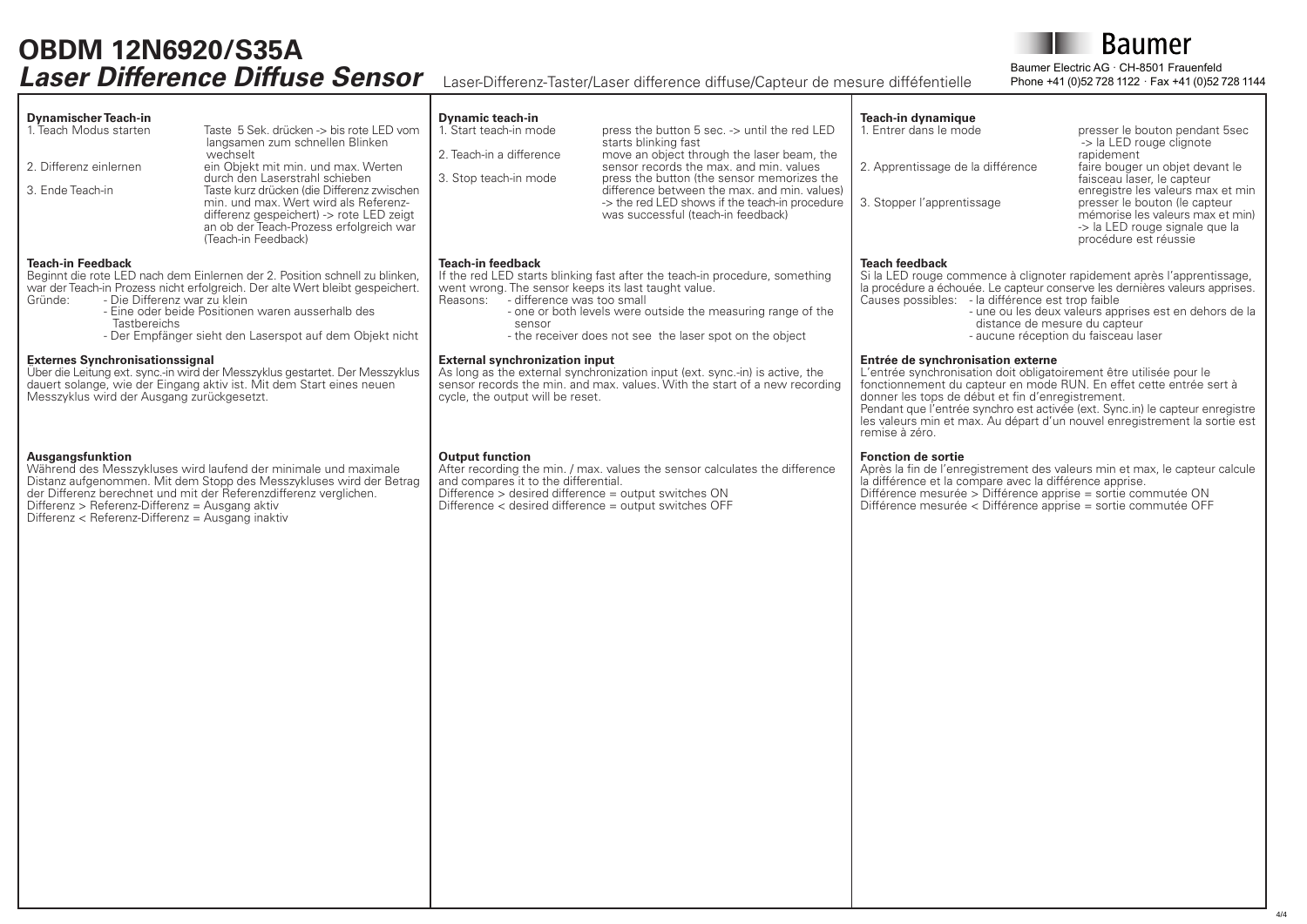# OBDM 12N6920/S35A

## *Laser Difference Diffuse Sensor*

Laser-Differenz-Taster/Laser difference diffuse/Capteur de mesure difféfentielle

Baumer

Baumer Electric AG · CH-8501 Frauenfeld
Phone +41 (0)52 728 1122 · Fax +41 (0)52 728 1144

### Dynamischer Teach-in

| | |
|---|---|
| 1. Teach Modus starten | Taste 5 Sek. drücken -> bis rote LED vom langsamen zum schnellen Blinken wechselt |
| 2. Differenz einlernen | ein Objekt mit min. und max. Werten durch den Laserstrahl schieben |
| 3. Ende Teach-in | Taste kurz drücken (die Differenz zwischen min. und max. Wert wird als Referenz-differenz gespeichert) -> rote LED zeigt an ob der Teach-Prozess erfolgreich war (Teach-in Feedback) |

### Teach-in Feedback

Beginnt die rote LED nach dem Einlernen der 2. Position schnell zu blinken, war der Teach-in Prozess nicht erfolgreich. Der alte Wert bleibt gespeichert.

Gründe:
- Die Differenz war zu klein
- Eine oder beide Positionen waren ausserhalb des Tastbereichs
- Der Empfänger sieht den Laserspot auf dem Objekt nicht

### Externes Synchronisationssignal

Über die Leitung ext. sync.-in wird der Messzyklus gestartet. Der Messzyklus dauert solange, wie der Eingang aktiv ist. Mit dem Start eines neuen Messzyklus wird der Ausgang zurückgesetzt.

### Ausgangsfunktion

Während des Messzykluses wird laufend der minimale und maximale Distanz aufgenommen. Mit dem Stopp des Messzykluses wird der Betrag der Differenz berechnet und mit der Referenzdifferenz verglichen.
Differenz > Referenz-Differenz = Ausgang aktiv
Differenz < Referenz-Differenz = Ausgang inaktiv

### Dynamic teach-in

| | |
|---|---|
| 1. Start teach-in mode | press the button 5 sec. -> until the red LED starts blinking fast |
| 2. Teach-in a difference | move an object through the laser beam, the sensor records the max. and min. values |
| 3. Stop teach-in mode | press the button (the sensor memorizes the difference between the max. and min. values) -> the red LED shows if the teach-in procedure was successful (teach-in feedback) |

### Teach-in feedback

If the red LED starts blinking fast after the teach-in procedure, something went wrong. The sensor keeps its last taught value.

Reasons:
- difference was too small
- one or both levels were outside the measuring range of the sensor
- the receiver does not see the laser spot on the object

### External synchronization input

As long as the external synchronization input (ext. sync.-in) is active, the sensor records the min. and max. values. With the start of a new recording cycle, the output will be reset.

### Output function

After recording the min. / max. values the sensor calculates the difference and compares it to the differential.
Difference > desired difference = output switches ON
Difference < desired difference = output switches OFF

### Teach-in dynamique

| | |
|---|---|
| 1. Entrer dans le mode | presser le bouton pendant 5sec -> la LED rouge clignote rapidement |
| 2. Apprentissage de la différence | faire bouger un objet devant le faisceau laser, le capteur enregistre les valeurs max et min |
| 3. Stopper l'apprentissage | presser le bouton (le capteur mémorise les valeurs max et min) -> la LED rouge signale que la procédure est réussie |

### Teach feedback

Si la LED rouge commence à clignoter rapidement après l'apprentissage, la procédure a échouée. Le capteur conserve les dernières valeurs apprises.

Causes possibles:
- la différence est trop faible
- une ou les deux valeurs apprises est en dehors de la distance de mesure du capteur
- aucune réception du faisceau laser

### Entrée de synchronisation externe

L'entrée synchronisation doit obligatoirement être utilisée pour le fonctionnement du capteur en mode RUN. En effet cette entrée sert à donner les tops de début et fin d'enregistrement.
Pendant que l'entrée synchro est activée (ext. Sync.in) le capteur enregistre les valeurs min et max. Au départ d'un nouvel enregistrement la sortie est remise à zéro.

### Fonction de sortie

Après la fin de l'enregistrement des valeurs min et max, le capteur calcule la différence et la compare avec la différence apprise.
Différence mesurée > Différence apprise = sortie commutée ON
Différence mesurée < Différence apprise = sortie commutée OFF